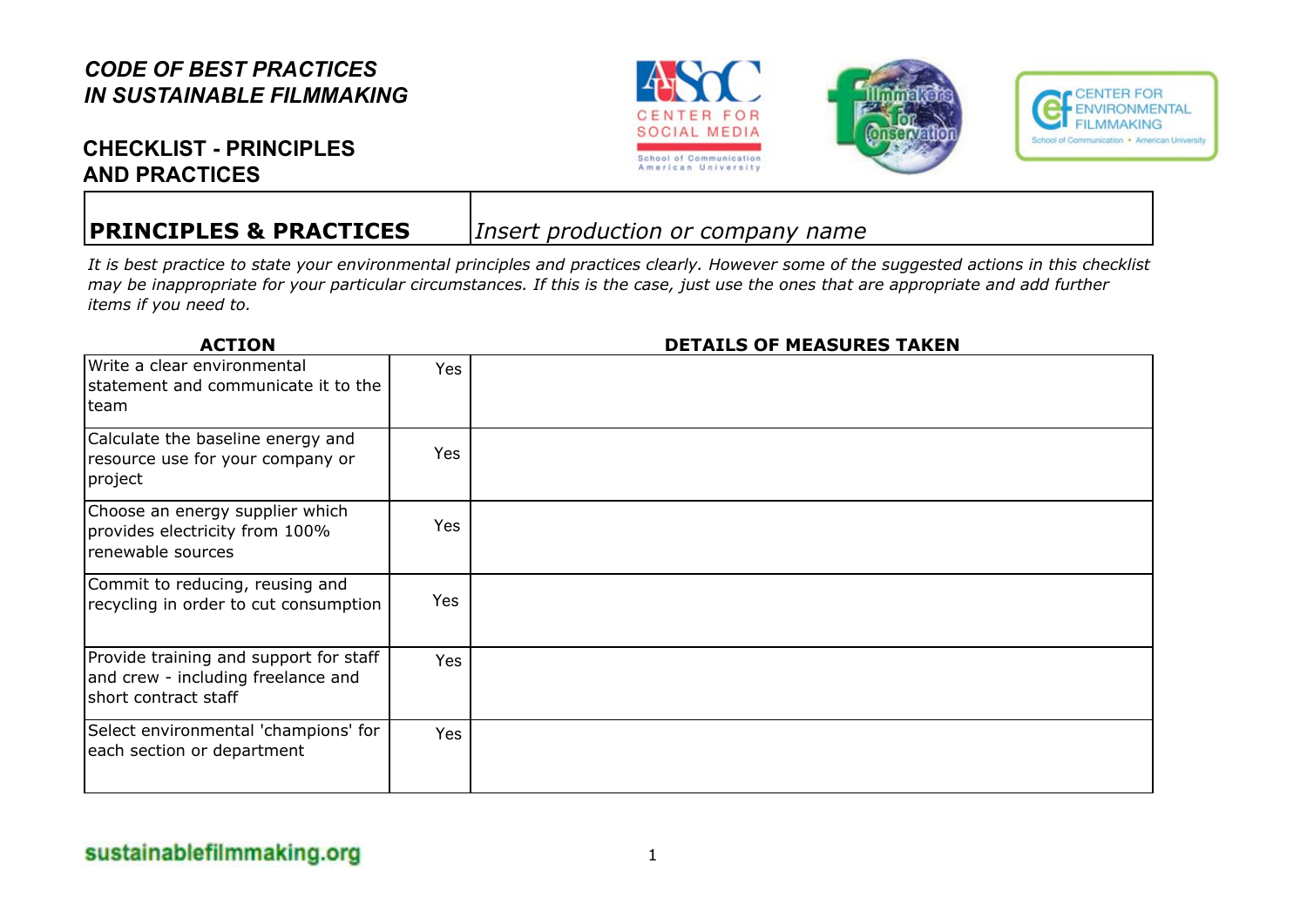# CODE OF BEST PRACTICES IN SUSTAINABLE FILMMAKING

## CHECKLIST - PRINCIPLES AND PRACTICES

| **PRINCIPLES & PRACTICES** | *Insert production or company name* |
|---|---|

*It is best practice to state your environmental principles and practices clearly. However some of the suggested actions in this checklist may be inappropriate for your particular circumstances. If this is the case, just use the ones that are appropriate and add further items if you need to.*

| **ACTION** | | **DETAILS OF MEASURES TAKEN** |
|---|---|---|
| Write a clear environmental statement and communicate it to the team | Yes | |
| Calculate the baseline energy and resource use for your company or project | Yes | |
| Choose an energy supplier which provides electricity from 100% renewable sources | Yes | |
| Commit to reducing, reusing and recycling in order to cut consumption | Yes | |
| Provide training and support for staff and crew - including freelance and short contract staff | Yes | |
| Select environmental 'champions' for each section or department | Yes | |

sustainablefilmmaking.org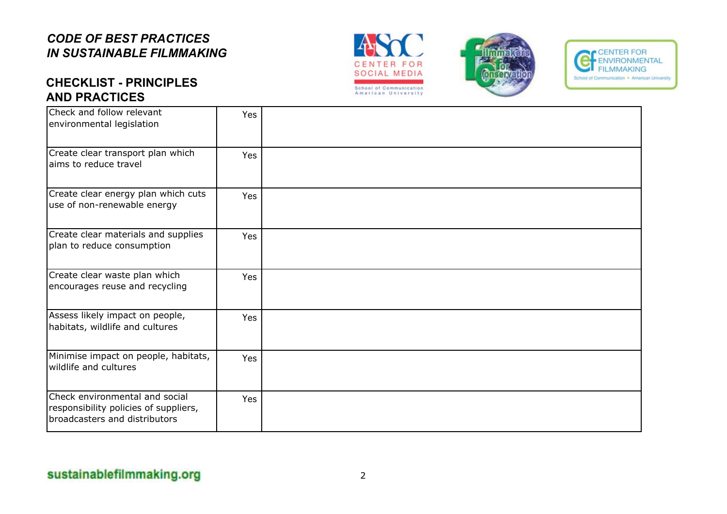# *CODE OF BEST PRACTICES IN SUSTAINABLE FILMMAKING*

## CHECKLIST - PRINCIPLES AND PRACTICES

| | | |
|---|---|---|
| Check and follow relevant environmental legislation | Yes | |
| Create clear transport plan which aims to reduce travel | Yes | |
| Create clear energy plan which cuts use of non-renewable energy | Yes | |
| Create clear materials and supplies plan to reduce consumption | Yes | |
| Create clear waste plan which encourages reuse and recycling | Yes | |
| Assess likely impact on people, habitats, wildlife and cultures | Yes | |
| Minimise impact on people, habitats, wildlife and cultures | Yes | |
| Check environmental and social responsibility policies of suppliers, broadcasters and distributors | Yes | |

sustainablefilmmaking.org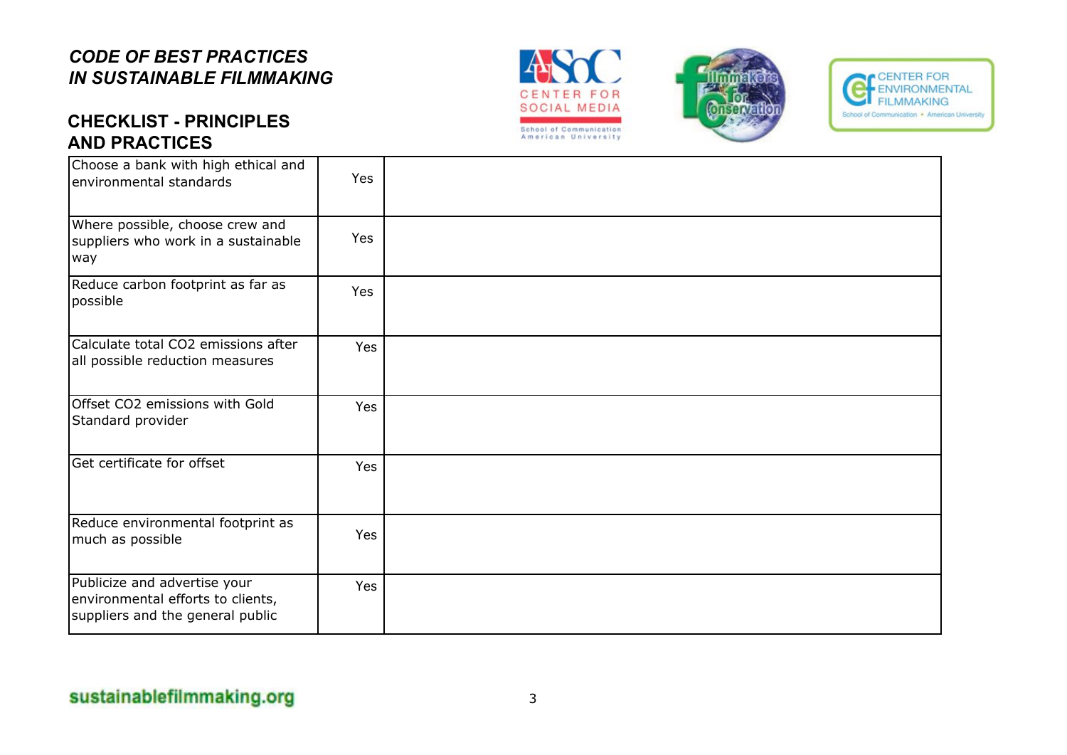*CODE OF BEST PRACTICES IN SUSTAINABLE FILMMAKING*

## CHECKLIST - PRINCIPLES AND PRACTICES

| | | |
|---|---|---|
| Choose a bank with high ethical and environmental standards | Yes | |
| Where possible, choose crew and suppliers who work in a sustainable way | Yes | |
| Reduce carbon footprint as far as possible | Yes | |
| Calculate total $CO_2$ emissions after all possible reduction measures | Yes | |
| Offset $CO_2$ emissions with Gold Standard provider | Yes | |
| Get certificate for offset | Yes | |
| Reduce environmental footprint as much as possible | Yes | |
| Publicize and advertise your environmental efforts to clients, suppliers and the general public | Yes | |

sustainablefilmmaking.org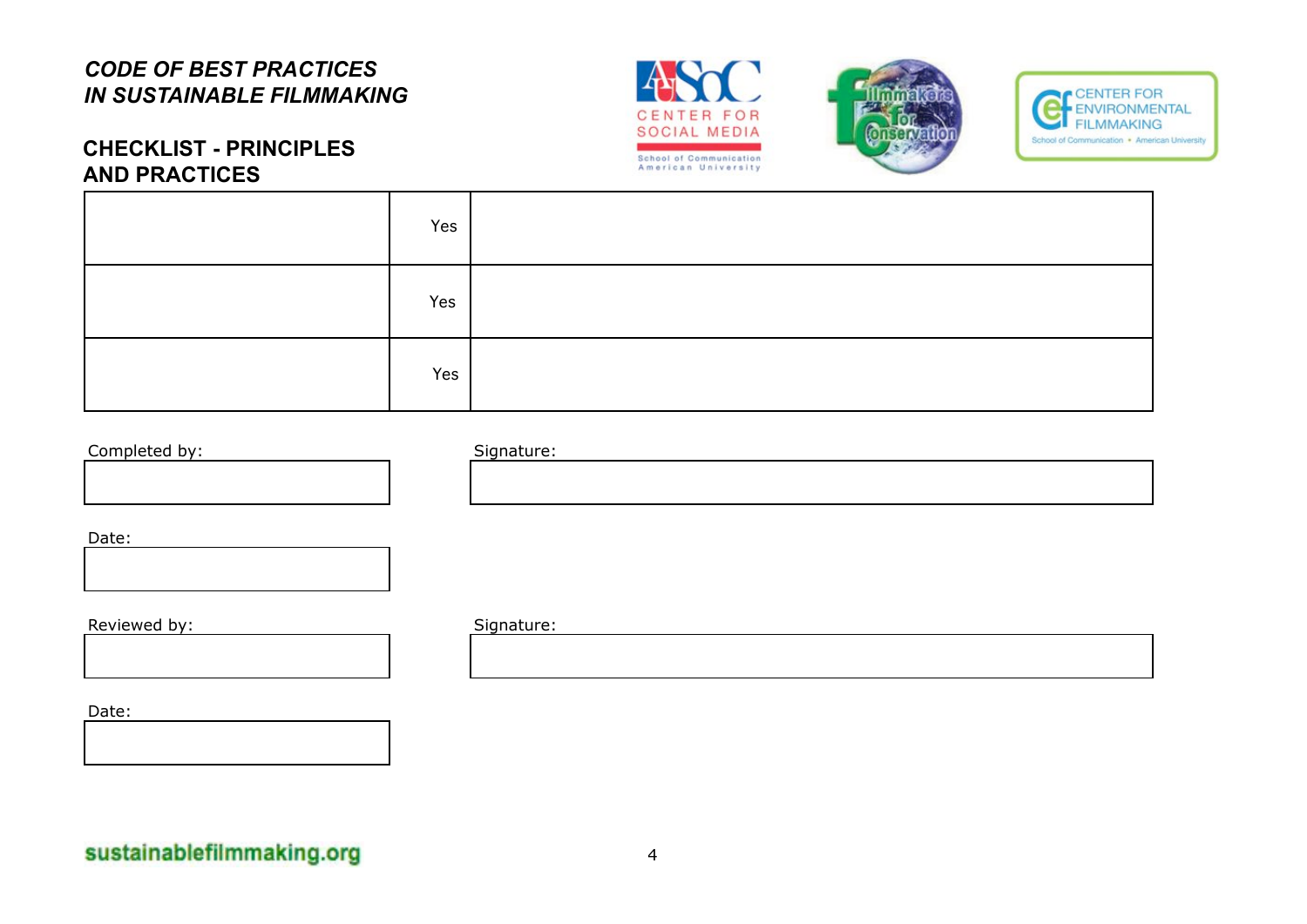*CODE OF BEST PRACTICES*
*IN SUSTAINABLE FILMMAKING*

## CHECKLIST - PRINCIPLES AND PRACTICES

| | | |
|---|---|---|
| | Yes | |
| | Yes | |
| | Yes | |

Completed by:

Signature:

Date:

Reviewed by:

Signature:

Date:

sustainablefilmmaking.org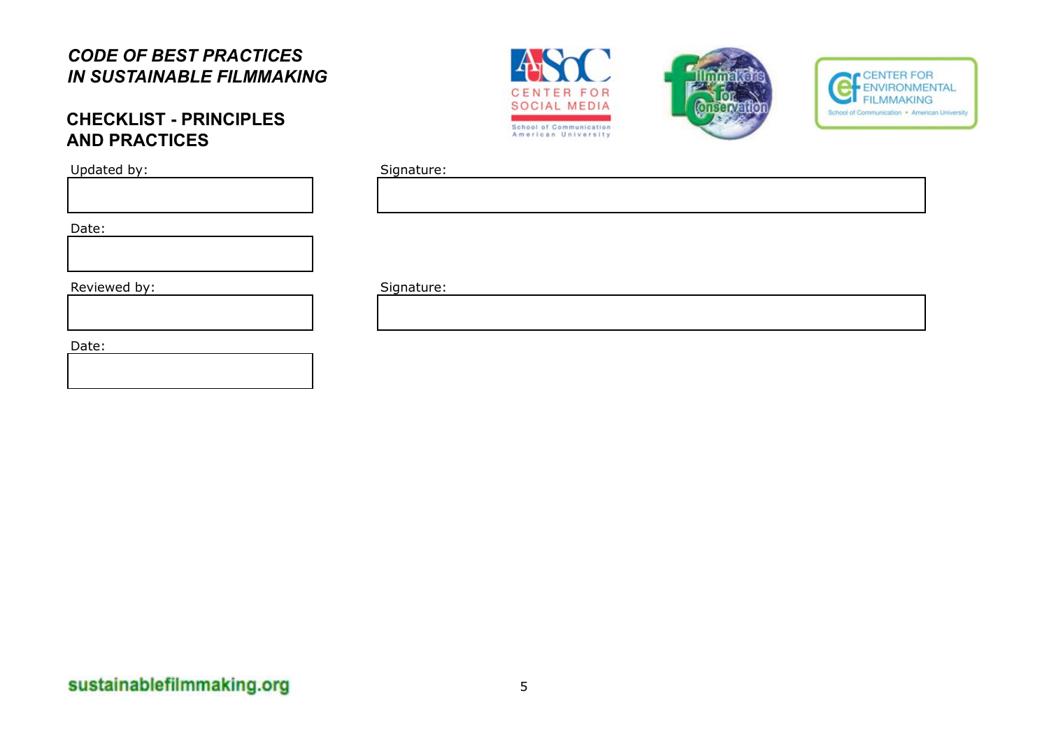*CODE OF BEST PRACTICES IN SUSTAINABLE FILMMAKING*

## CHECKLIST - PRINCIPLES AND PRACTICES

| | |
|---|---|
| Updated by: | Signature: |
| Date: | |
| Reviewed by: | Signature: |
| Date: | |

sustainablefilmmaking.org